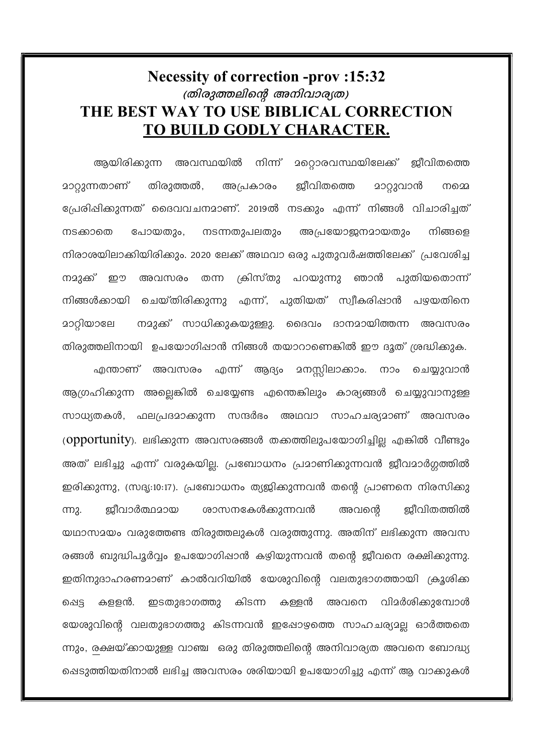# Necessity of correction -prov :15:32

*(തിരുത്തലിന്റെ അനിവാര്യത)*

## THE BEST WAY TO USE BIBLICAL CORRECTION <u>TO BUILD GODLY CHARACTER.</u>

ആയിരിക്കുന്ന അവസ്ഥയിൽ നിന്ന് മറ്റൊരവസ്ഥയിലേക്ക് ജീവിതത്തെ മാറ്റുന്നതാണ് തിരുത്തൽ, അപ്രകാരം ജീവിതത്തെ മാറ്റുവാൻ നമ്മെ പ്രേരിപ്പിക്കുന്നത് ദൈവവചനമാണ്. 2019ൽ നടക്കും എന്ന് നിങ്ങൾ വിചാരിച്ചത് നടക്കാതെ പോയതും, നടന്നതുപലതും അപ്രയോജനമായതും നിങ്ങളെ നിരാശയിലാക്കിയിരിക്കും. 2020 ലേക്ക് അഥവാ ഒരു പുതുവർഷത്തിലേക്ക് പ്രവേശിച്ച നമുക്ക് ഈ അവസരം തന്ന ക്രിസ്തു പറയുന്നു ഞാൻ പുതിയതൊന്ന് നിങ്ങൾക്കായി ചെയ്തിരിക്കുന്നു എന്ന്, പുതിയത് സ്വീകരിപ്പാൻ പഴയതിനെ മാറ്റിയാലേ നമുക്ക് സാധിക്കുകയുള്ളു. ദൈവം ദാനമായിത്തന്ന അവസരം തിരുത്തലിനായി ഉപയോഗിപ്പാൻ നിങ്ങൾ തയാറാണെങ്കിൽ ഈ ദൂത് ശ്രദ്ധിക്കുക.

എന്താണ് അവസരം എന്ന് ആദ്യം മനസ്സിലാക്കാം. നാം ചെയ്യുവാൻ ആഗ്രഹിക്കുന്ന അല്ലെങ്കിൽ ചെയ്യേണ്ട എന്തെങ്കിലും കാര്യങ്ങൾ ചെയ്യുവാനുള്ള സാധ്യതകൾ, ഫലപ്രദമാക്കുന്ന സന്ദർഭം അഥവാ സാഹചര്യമാണ് അവസരം (opportunity). ലഭിക്കുന്ന അവസരങ്ങൾ തക്കത്തിലുപയോഗിച്ചില്ല എങ്കിൽ വീണ്ടും അത് ലഭിച്ചു എന്ന് വരുകയില്ല. പ്രബോധനം പ്രമാണിക്കുന്നവൻ ജീവമാർഗ്ഗത്തിൽ ഇരിക്കുന്നു, (സദൃ:10:17). പ്രബോധനം ത്യജിക്കുന്നവൻ തന്റെ പ്രാണനെ നിരസിക്കുന്നു. ജീവാർത്ഥമായ ശാസനകേൾക്കുന്നവൻ അവന്റെ ജീവിതത്തിൽ യഥാസമയം വരുത്തേണ്ട തിരുത്തലുകൾ വരുത്തുന്നു. അതിന് ലഭിക്കുന്ന അവസരങ്ങൾ ബുദ്ധിപൂർവ്വം ഉപയോഗിപ്പാൻ കഴിയുന്നവൻ തന്റെ ജീവനെ രക്ഷിക്കുന്നു. ഇതിനുദാഹരണമാണ് കാൽവറിയിൽ യേശുവിന്റെ വലതുഭാഗത്തായി ക്രൂശിക്കപ്പെട്ട കള്ളൻ. ഇടതുഭാഗത്തു കിടന്ന കള്ളൻ അവനെ വിമർശിക്കുമ്പോൾ യേശുവിന്റെ വലതുഭാഗത്തു കിടന്നവൻ ഇപ്പോഴത്തെ സാഹചര്യമല്ല ഓർത്തതെന്നും, രക്ഷയ്ക്കായുള്ള വാഞ്ച ഒരു തിരുത്തലിന്റെ അനിവാര്യത അവനെ ബോദ്ധ്യപ്പെടുത്തിയതിനാൽ ലഭിച്ച അവസരം ശരിയായി ഉപയോഗിച്ചു എന്ന് ആ വാക്കുകൾ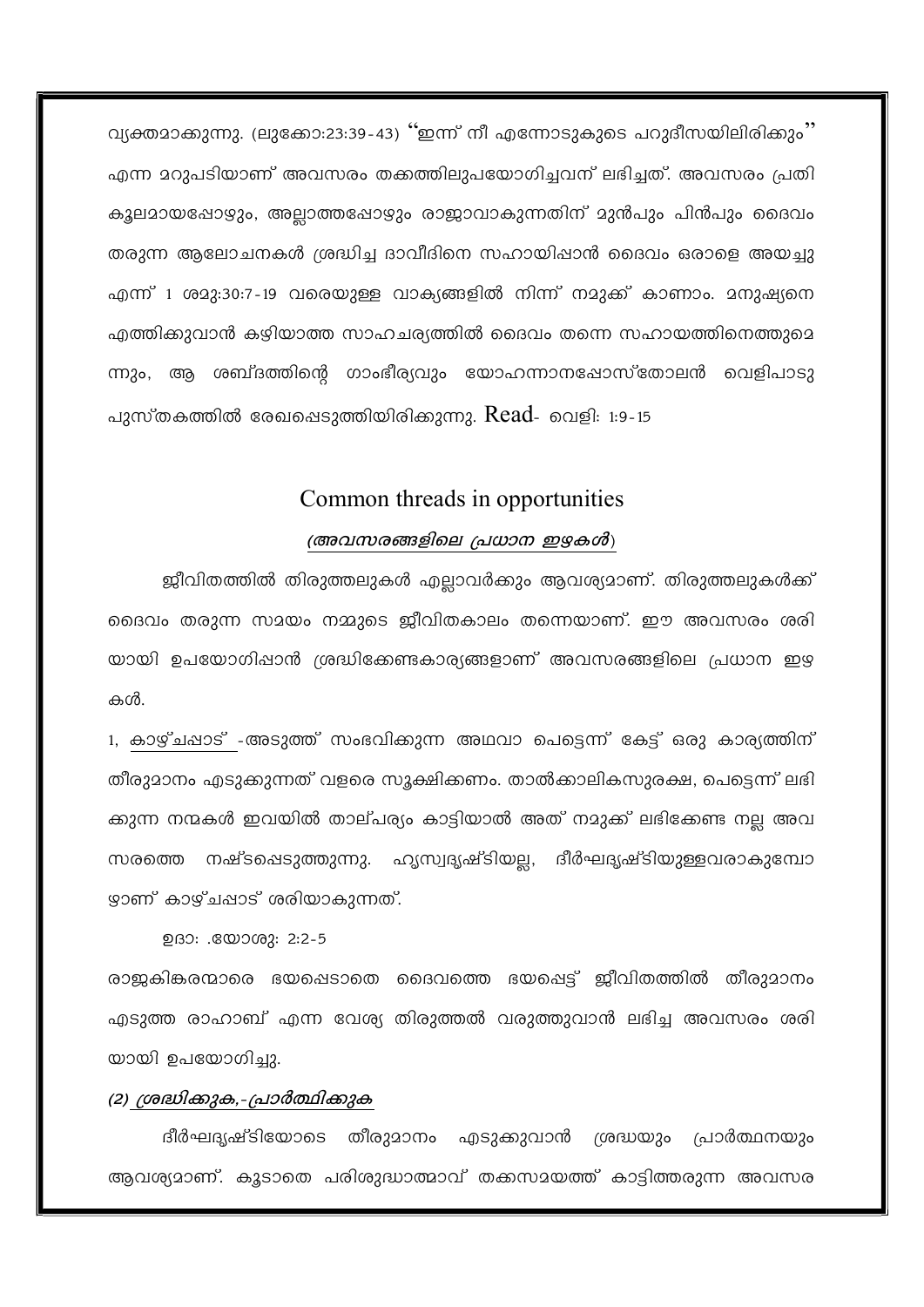വ്യക്തമാക്കുന്നു. (ലൂക്കോ:23:39-43) "ഇന്ന് നീ എന്നോടുകൂടെ പറുദീസയിലിരിക്കും" എന്ന മറുപടിയാണ് അവസരം തക്കത്തിലുപയോഗിച്ചവന് ലഭിച്ചത്. അവസരം പ്രതികൂലമായപ്പോഴും, അല്ലാത്തപ്പോഴും രാജാവാകുന്നതിന് മുൻപും പിൻപും ദൈവം തരുന്ന ആലോചനകൾ ശ്രദ്ധിച്ച ദാവീദിനെ സഹായിപ്പാൻ ദൈവം ഒരാളെ അയച്ചു എന്ന് 1 ശമു:30:7-19 വരെയുള്ള വാക്യങ്ങളിൽ നിന്ന് നമുക്ക് കാണാം. മനുഷ്യനെ എത്തിക്കുവാൻ കഴിയാത്ത സാഹചര്യത്തിൽ ദൈവം തന്നെ സഹായത്തിനെത്തുമെന്നും, ആ ശബ്ദത്തിന്റെ ഗാംഭീര്യവും യോഹന്നാനപ്പോസ്തോലൻ വെളിപാടു പുസ്തകത്തിൽ രേഖപ്പെടുത്തിയിരിക്കുന്നു. Read- വെളി: 1:9-15

## Common threads in opportunities

### *(അവസരങ്ങളിലെ പ്രധാന ഇഴകൾ)*

ജീവിതത്തിൽ തിരുത്തലുകൾ എല്ലാവർക്കും ആവശ്യമാണ്. തിരുത്തലുകൾക്ക് ദൈവം തരുന്ന സമയം നമ്മുടെ ജീവിതകാലം തന്നെയാണ്. ഈ അവസരം ശരിയായി ഉപയോഗിപ്പാൻ ശ്രദ്ധിക്കേണ്ടകാര്യങ്ങളാണ് അവസരങ്ങളിലെ പ്രധാന ഇഴകൾ.

1, <u>കാഴ്ചപ്പാട്</u> -അടുത്ത് സംഭവിക്കുന്ന അഥവാ പെട്ടെന്ന് കേട്ട് ഒരു കാര്യത്തിന് തീരുമാനം എടുക്കുന്നത് വളരെ സൂക്ഷിക്കണം. താൽക്കാലികസുരക്ഷ, പെട്ടെന്ന് ലഭിക്കുന്ന നന്മകൾ ഇവയിൽ താല്പര്യം കാട്ടിയാൽ അത് നമുക്ക് ലഭിക്കേണ്ട നല്ല അവസരത്തെ നഷ്ടപ്പെടുത്തുന്നു. ഹ്രസ്വദൃഷ്ടിയല്ല, ദീർഘദൃഷ്ടിയുള്ളവരാകുമ്പോഴാണ് കാഴ്ചപ്പാട് ശരിയാകുന്നത്.

ഉദാ: .യോശു: 2:2-5

രാജകിങ്കരന്മാരെ ഭയപ്പെടാതെ ദൈവത്തെ ഭയപ്പെട്ട് ജീവിതത്തിൽ തീരുമാനം എടുത്ത രാഹാബ് എന്ന വേശ്യ തിരുത്തൽ വരുത്തുവാൻ ലഭിച്ച അവസരം ശരിയായി ഉപയോഗിച്ചു.

*<u>(2) ശ്രദ്ധിക്കുക,-പ്രാർത്ഥിക്കുക</u>*

ദീർഘദൃഷ്ടിയോടെ തീരുമാനം എടുക്കുവാൻ ശ്രദ്ധയും പ്രാർത്ഥനയും ആവശ്യമാണ്. കൂടാതെ പരിശുദ്ധാത്മാവ് തക്കസമയത്ത് കാട്ടിത്തരുന്ന അവസര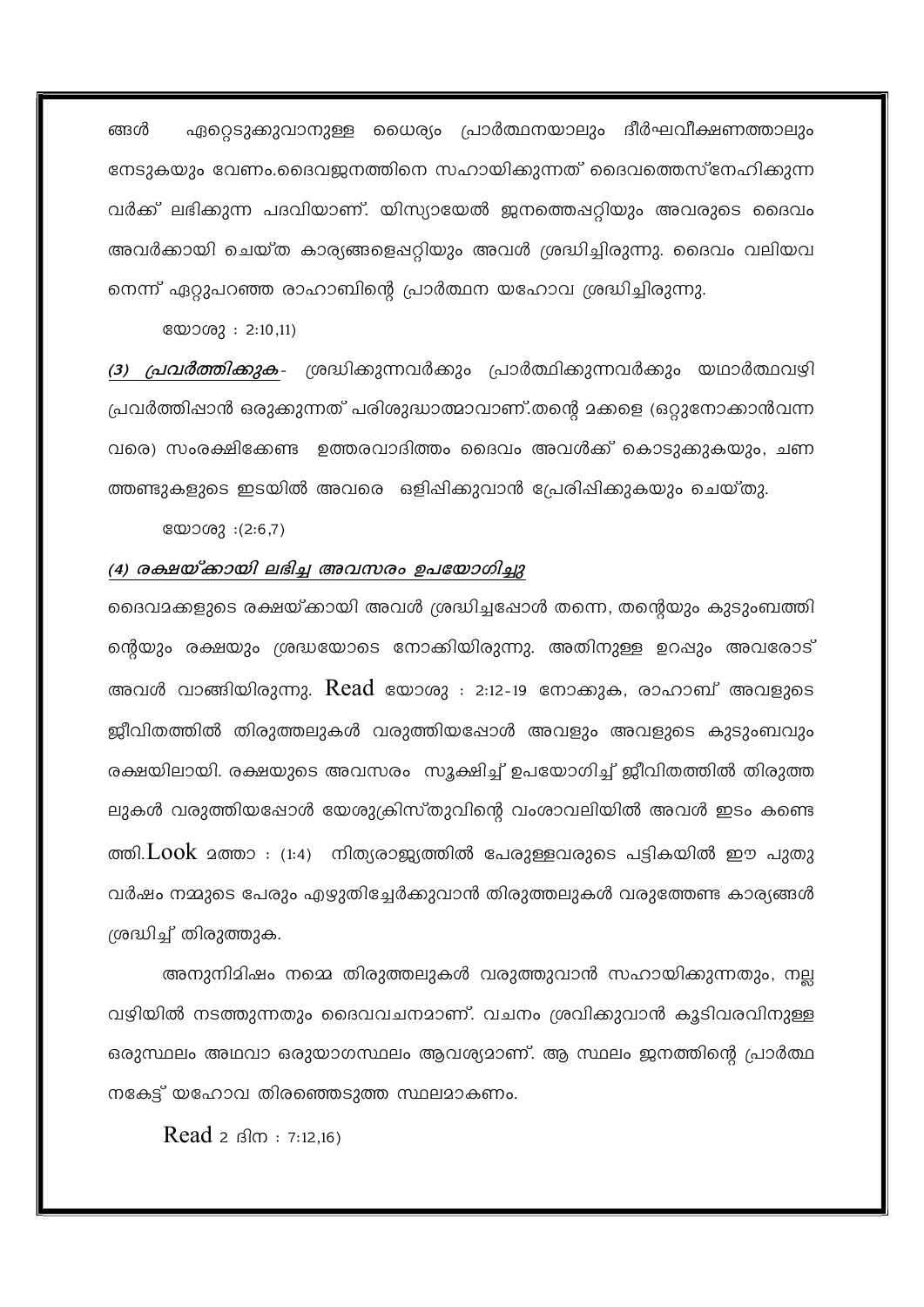ങ്ങൾ ഏറ്റെടുക്കുവാനുള്ള ധൈര്യം പ്രാർത്ഥനയാലും ദീർഘവീക്ഷണത്താലും നേടുകയും വേണം.ദൈവജനത്തിനെ സഹായിക്കുന്നത് ദൈവത്തെസ്നേഹിക്കുന്ന വർക്ക് ലഭിക്കുന്ന പദവിയാണ്. യിസ്യായേൽ ജനത്തെഷ്റ്റിയും അവരുടെ ദൈവം അവർക്കായി ചെയ്ത കാര്യങ്ങളെഷ്റ്റിയും അവൾ ശ്രദ്ധിച്ചിരുന്നു. ദൈവം വലിയവ നെന്ന് ഏറ്റുപറഞ്ഞ രാഹാബിന്റെ പ്രാർത്ഥന യഹോവ ശ്രദ്ധിച്ചിരുന്നു.

യോശു : 2:10,11)

***(3) പ്രവർത്തിക്കുക***- ശ്രദ്ധിക്കുന്നവർക്കും പ്രാർത്ഥിക്കുന്നവർക്കും യഥാർത്ഥവഴി പ്രവർത്തിഷാൻ ഒരുക്കുന്നത് പരിശുദ്ധാത്മാവാണ്.തന്റെ മക്കളെ (ഒറ്റുനോക്കാൻവന്ന വരെ) സംരക്ഷിക്കേണ്ട ഉത്തരവാദിത്തം ദൈവം അവൾക്ക് കൊടുക്കുകയും, ചണ ത്തണ്ടുകളുടെ ഇടയിൽ അവരെ ഒളിപ്പിക്കുവാൻ പ്രേരിപ്പിക്കുകയും ചെയ്തു.

യോശു :(2:6,7)

***(4) രക്ഷയ്ക്കായി ലഭിച്ച അവസരം ഉപയോഗിച്ചു***

ദൈവമക്കളുടെ രക്ഷയ്ക്കായി അവൾ ശ്രദ്ധിച്ചപ്പോൾ തന്നെ, തന്റെയും കുടുംബത്തി ന്റെയും രക്ഷയും ശ്രദ്ധയോടെ നോക്കിയിരുന്നു. അതിനുള്ള ഉറഷും അവരോട് അവൾ വാങ്ങിയിരുന്നു. Read യോശു : 2:12-19 നോക്കുക, രാഹാബ് അവളുടെ ജീവിതത്തിൽ തിരുത്തലുകൾ വരുത്തിയപ്പോൾ അവളും അവളുടെ കുടുംബവും രക്ഷയിലായി. രക്ഷയുടെ അവസരം സൂക്ഷിച്ച് ഉപയോഗിച്ച് ജീവിതത്തിൽ തിരുത്ത ലുകൾ വരുത്തിയപ്പോൾ യേശുക്രിസ്തുവിന്റെ വംശാവലിയിൽ അവൾ ഇടം കണ്ടെ ത്തി.Look മത്താ : (1:4) നിത്യരാജ്യത്തിൽ പേരുള്ളവരുടെ പട്ടികയിൽ ഈ പുതു വർഷം നമ്മുടെ പേരും എഴുതിച്ചേർക്കുവാൻ തിരുത്തലുകൾ വരുത്തേണ്ട കാര്യങ്ങൾ ശ്രദ്ധിച്ച് തിരുത്തുക.

അനുനിമിഷം നമ്മെ തിരുത്തലുകൾ വരുത്തുവാൻ സഹായിക്കുന്നതും, നല്ല വഴിയിൽ നടത്തുന്നതും ദൈവവചനമാണ്. വചനം ശ്രവിക്കുവാൻ കൂടിവരവിനുള്ള ഒരുസ്ഥലം അഥവാ ഒരുയാഗസ്ഥലം ആവശ്യമാണ്. ആ സ്ഥലം ജനത്തിന്റെ പ്രാർത്ഥ നകേട്ട് യഹോവ തിരഞ്ഞെടുത്ത സ്ഥലമാകണം.

Read 2 ദിന : 7:12,16)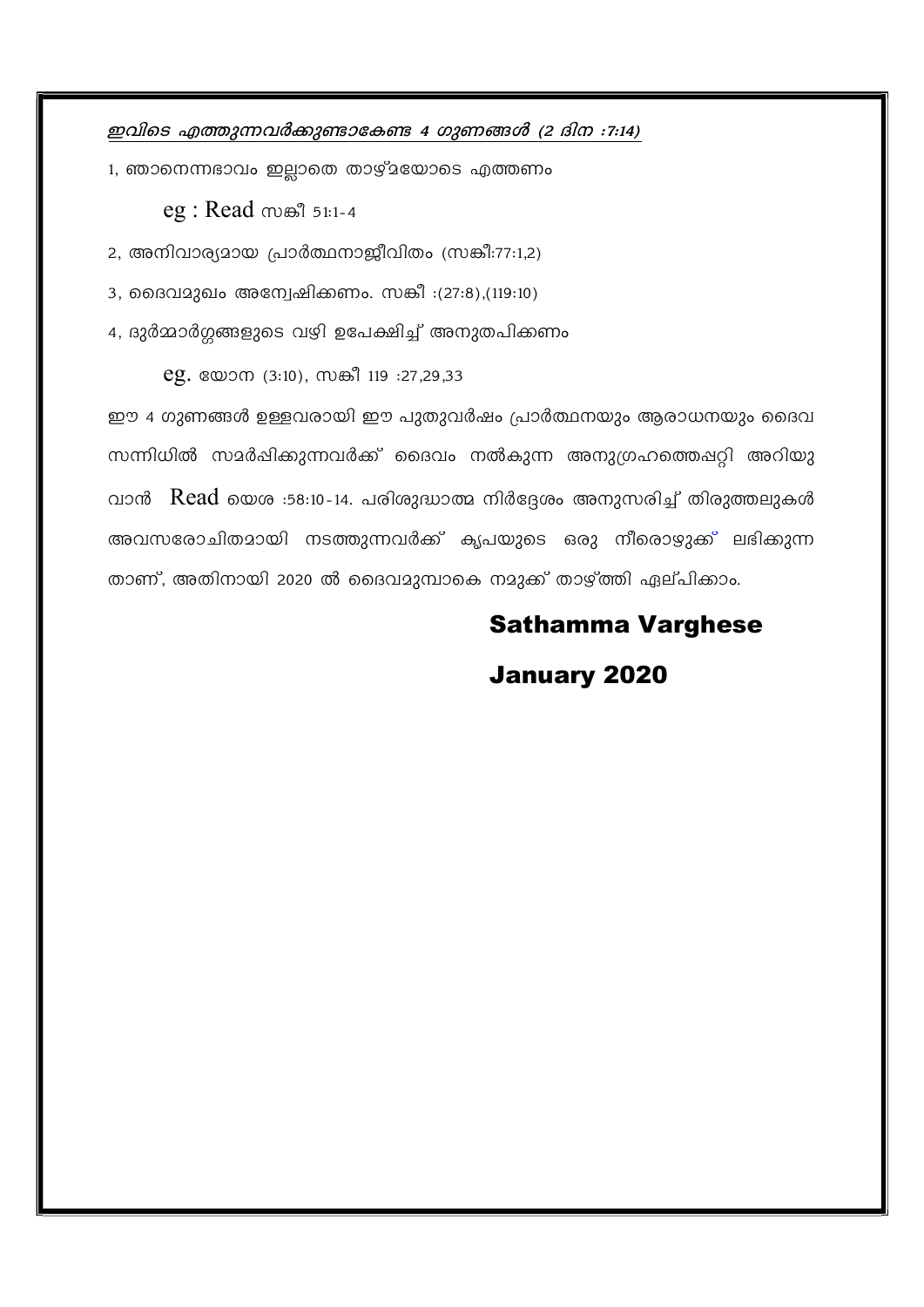***ഇവിടെ എത്തുന്നവർക്കുണ്ടാകേണ്ട 4 ഗുണങ്ങൾ (2 ദിന :7:14)***

1, ഞാനെന്നഭാവം ഇല്ലാതെ താഴ്മയോടെ എത്തണം

eg : Read സങ്കീ 51:1-4

2, അനിവാര്യമായ പ്രാർത്ഥനാജീവിതം (സങ്കീ:77:1,2)

3, ദൈവമുഖം അന്വേഷിക്കണം. സങ്കീ :(27:8),(119:10)

4, ദുർമ്മാർഗ്ഗങ്ങളുടെ വഴി ഉപേക്ഷിച്ച് അനുതപിക്കണം

eg. യോന (3:10), സങ്കീ 119 :27,29,33

ഈ 4 ഗുണങ്ങൾ ഉള്ളവരായി ഈ പുതുവർഷം പ്രാർത്ഥനയും ആരാധനയും ദൈവ സന്നിധിൽ സമർപ്പിക്കുന്നവർക്ക് ദൈവം നൽകുന്ന അനുഗ്രഹത്തെപ്പറ്റി അറിയുവാൻ Read യെശ :58:10-14. പരിശുദ്ധാത്മ നിർദ്ദേശം അനുസരിച്ച് തിരുത്തലുകൾ അവസരോചിതമായി നടത്തുന്നവർക്ക് കൃപയുടെ ഒരു നീരൊഴുക്ക് ലഭിക്കുന്നതാണ്, അതിനായി 2020 ൽ ദൈവമുമ്പാകെ നമുക്ക് താഴ്ത്തി ഏല്പിക്കാം.

**Sathamma Varghese**

**January 2020**